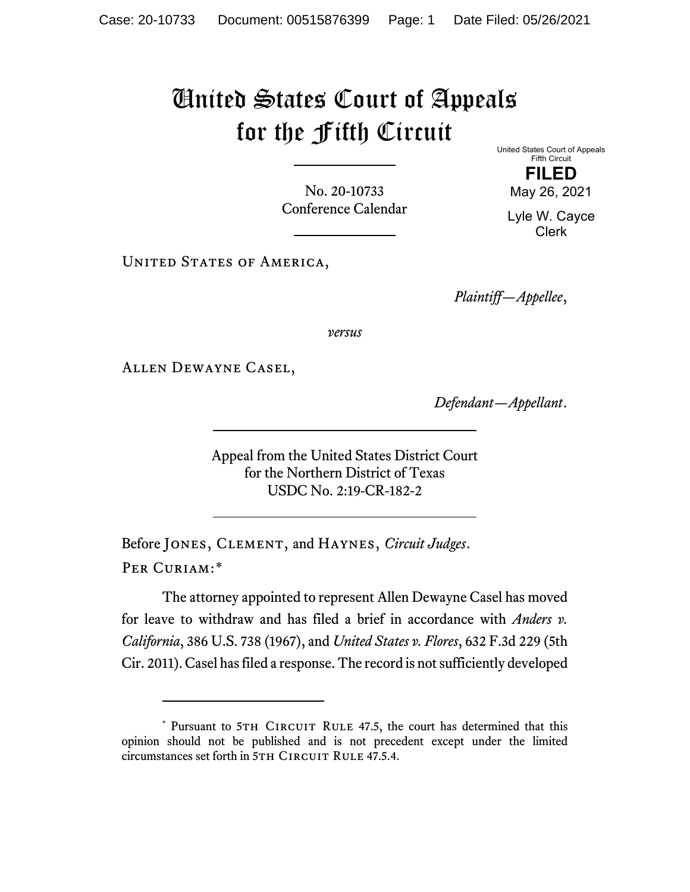# United States Court of Appeals for the Fifth Circuit

United States Court of Appeals
Fifth Circuit

**FILED**

May 26, 2021

Lyle W. Cayce
Clerk

No. 20-10733
Conference Calendar

---

United States of America,

*Plaintiff—Appellee*,

*versus*

Allen Dewayne Casel,

*Defendant—Appellant*.

---

Appeal from the United States District Court
for the Northern District of Texas
USDC No. 2:19-CR-182-2

---

Before Jones, Clement, and Haynes, *Circuit Judges*.

Per Curiam:*

The attorney appointed to represent Allen Dewayne Casel has moved for leave to withdraw and has filed a brief in accordance with *Anders v. California*, 386 U.S. 738 (1967), and *United States v. Flores*, 632 F.3d 229 (5th Cir. 2011). Casel has filed a response. The record is not sufficiently developed

---

\* Pursuant to 5th Circuit Rule 47.5, the court has determined that this opinion should not be published and is not precedent except under the limited circumstances set forth in 5th Circuit Rule 47.5.4.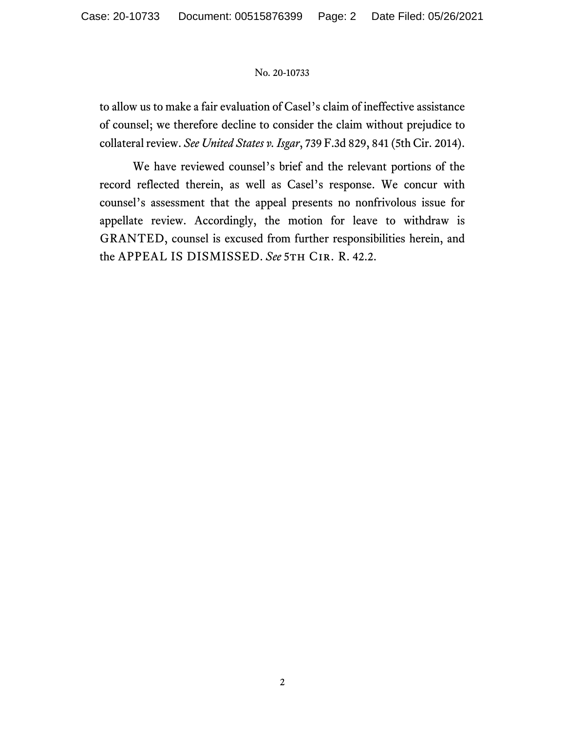to allow us to make a fair evaluation of Casel's claim of ineffective assistance of counsel; we therefore decline to consider the claim without prejudice to collateral review. *See United States v. Isgar*, 739 F.3d 829, 841 (5th Cir. 2014).

We have reviewed counsel's brief and the relevant portions of the record reflected therein, as well as Casel's response. We concur with counsel's assessment that the appeal presents no nonfrivolous issue for appellate review. Accordingly, the motion for leave to withdraw is GRANTED, counsel is excused from further responsibilities herein, and the APPEAL IS DISMISSED. *See* 5TH CIR. R. 42.2.